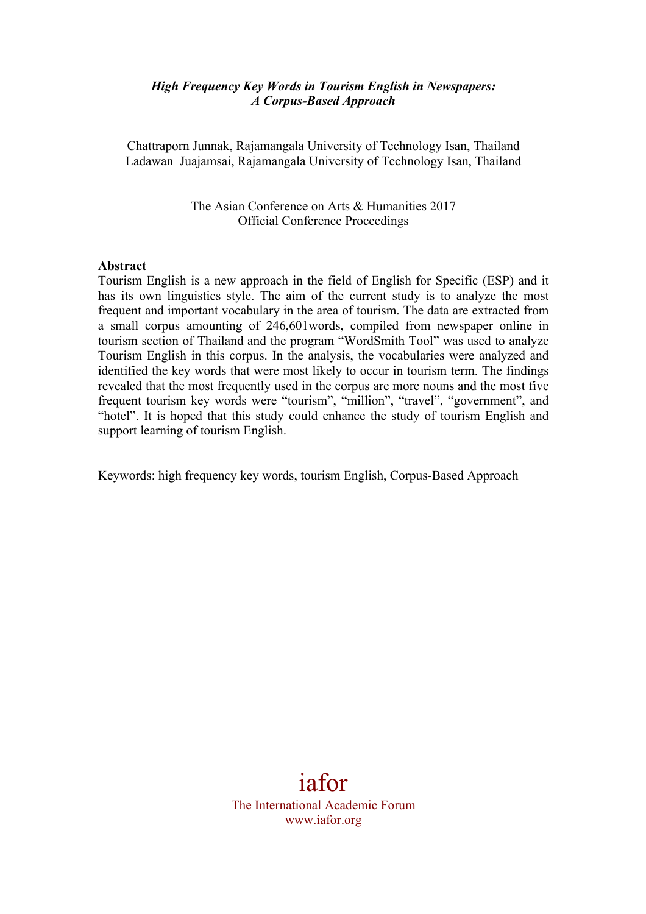***High Frequency Key Words in Tourism English in Newspapers: A Corpus-Based Approach***

Chattraporn Junnak, Rajamangala University of Technology Isan, Thailand
Ladawan Juajamsai, Rajamangala University of Technology Isan, Thailand

The Asian Conference on Arts & Humanities 2017
Official Conference Proceedings

**Abstract**

Tourism English is a new approach in the field of English for Specific (ESP) and it has its own linguistics style. The aim of the current study is to analyze the most frequent and important vocabulary in the area of tourism. The data are extracted from a small corpus amounting of 246,601words, compiled from newspaper online in tourism section of Thailand and the program "WordSmith Tool" was used to analyze Tourism English in this corpus. In the analysis, the vocabularies were analyzed and identified the key words that were most likely to occur in tourism term. The findings revealed that the most frequently used in the corpus are more nouns and the most five frequent tourism key words were "tourism", "million", "travel", "government", and "hotel". It is hoped that this study could enhance the study of tourism English and support learning of tourism English.

Keywords: high frequency key words, tourism English, Corpus-Based Approach

iafor
The International Academic Forum
www.iafor.org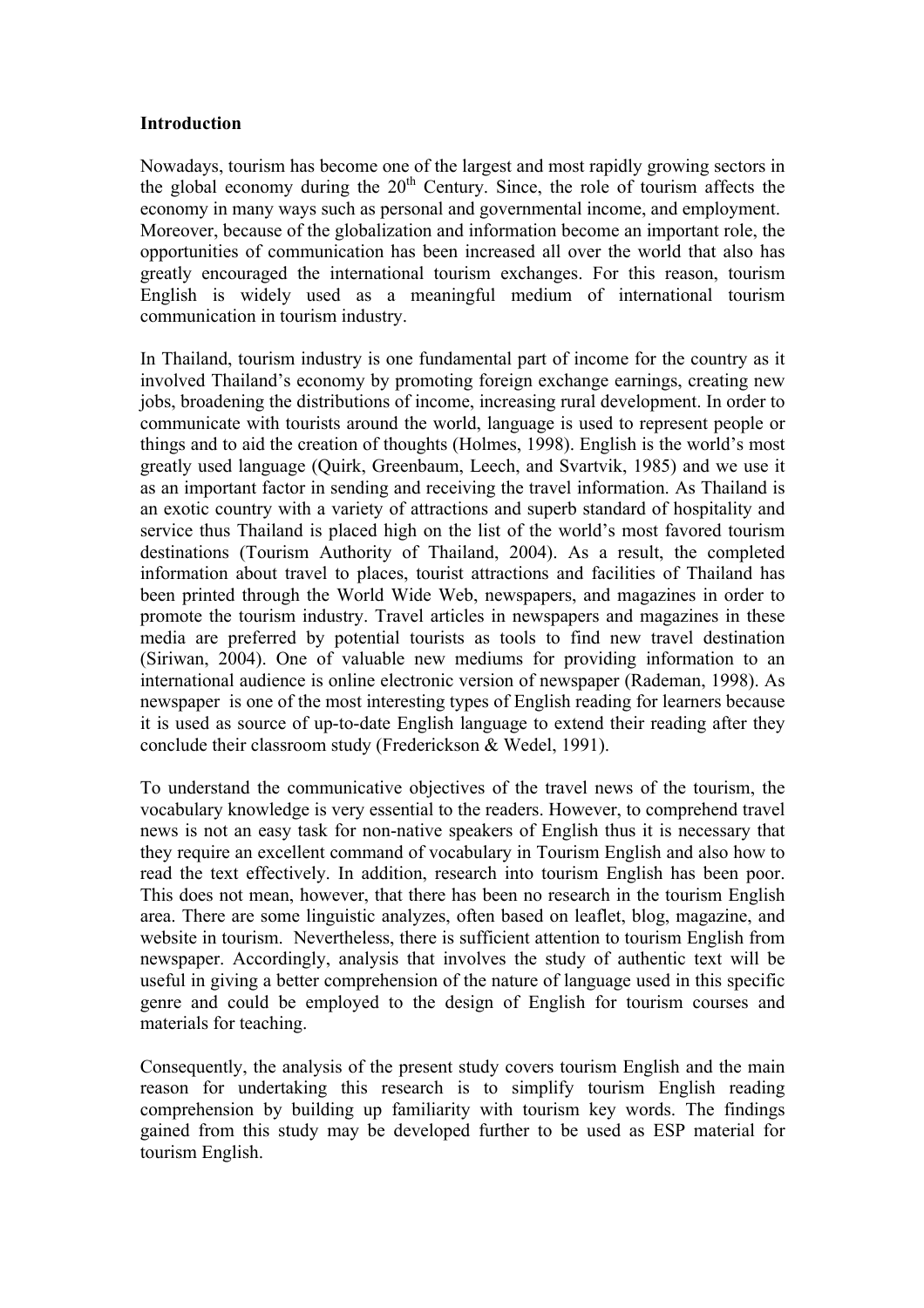**Introduction**

Nowadays, tourism has become one of the largest and most rapidly growing sectors in the global economy during the 20th Century. Since, the role of tourism affects the economy in many ways such as personal and governmental income, and employment. Moreover, because of the globalization and information become an important role, the opportunities of communication has been increased all over the world that also has greatly encouraged the international tourism exchanges. For this reason, tourism English is widely used as a meaningful medium of international tourism communication in tourism industry.

In Thailand, tourism industry is one fundamental part of income for the country as it involved Thailand's economy by promoting foreign exchange earnings, creating new jobs, broadening the distributions of income, increasing rural development. In order to communicate with tourists around the world, language is used to represent people or things and to aid the creation of thoughts (Holmes, 1998). English is the world's most greatly used language (Quirk, Greenbaum, Leech, and Svartvik, 1985) and we use it as an important factor in sending and receiving the travel information. As Thailand is an exotic country with a variety of attractions and superb standard of hospitality and service thus Thailand is placed high on the list of the world's most favored tourism destinations (Tourism Authority of Thailand, 2004). As a result, the completed information about travel to places, tourist attractions and facilities of Thailand has been printed through the World Wide Web, newspapers, and magazines in order to promote the tourism industry. Travel articles in newspapers and magazines in these media are preferred by potential tourists as tools to find new travel destination (Siriwan, 2004). One of valuable new mediums for providing information to an international audience is online electronic version of newspaper (Rademan, 1998). As newspaper is one of the most interesting types of English reading for learners because it is used as source of up-to-date English language to extend their reading after they conclude their classroom study (Frederickson & Wedel, 1991).

To understand the communicative objectives of the travel news of the tourism, the vocabulary knowledge is very essential to the readers. However, to comprehend travel news is not an easy task for non-native speakers of English thus it is necessary that they require an excellent command of vocabulary in Tourism English and also how to read the text effectively. In addition, research into tourism English has been poor. This does not mean, however, that there has been no research in the tourism English area. There are some linguistic analyzes, often based on leaflet, blog, magazine, and website in tourism. Nevertheless, there is sufficient attention to tourism English from newspaper. Accordingly, analysis that involves the study of authentic text will be useful in giving a better comprehension of the nature of language used in this specific genre and could be employed to the design of English for tourism courses and materials for teaching.

Consequently, the analysis of the present study covers tourism English and the main reason for undertaking this research is to simplify tourism English reading comprehension by building up familiarity with tourism key words. The findings gained from this study may be developed further to be used as ESP material for tourism English.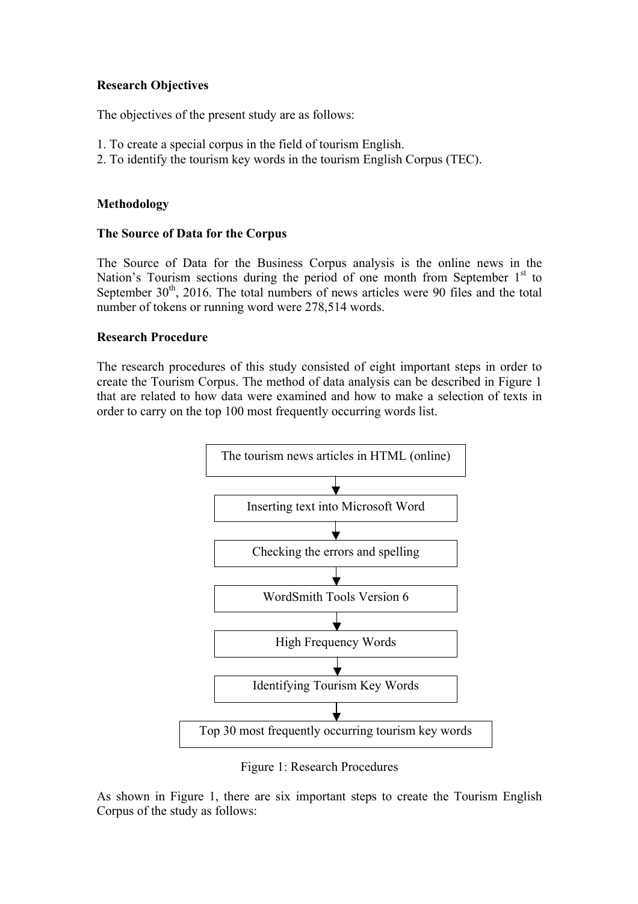**Research Objectives**

The objectives of the present study are as follows:

1. To create a special corpus in the field of tourism English.
2. To identify the tourism key words in the tourism English Corpus (TEC).

**Methodology**

**The Source of Data for the Corpus**

The Source of Data for the Business Corpus analysis is the online news in the Nation's Tourism sections during the period of one month from September 1st to September 30th, 2016. The total numbers of news articles were 90 files and the total number of tokens or running word were 278,514 words.

**Research Procedure**

The research procedures of this study consisted of eight important steps in order to create the Tourism Corpus. The method of data analysis can be described in Figure 1 that are related to how data were examined and how to make a selection of texts in order to carry on the top 100 most frequently occurring words list.

The tourism news articles in HTML (online)
↓
Inserting text into Microsoft Word
↓
Checking the errors and spelling
↓
WordSmith Tools Version 6
↓
High Frequency Words
↓
Identifying Tourism Key Words
↓
Top 30 most frequently occurring tourism key words

Figure 1: Research Procedures

As shown in Figure 1, there are six important steps to create the Tourism English Corpus of the study as follows: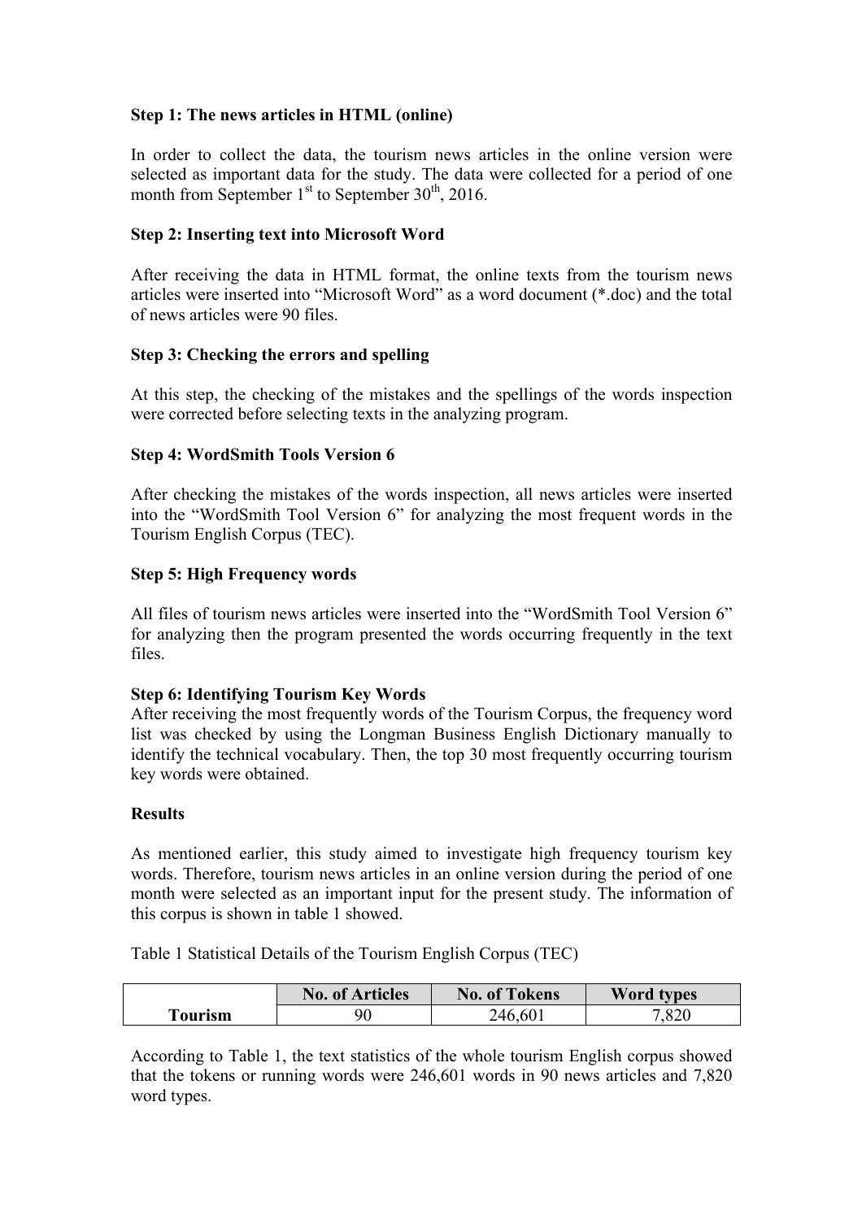**Step 1: The news articles in HTML (online)**

In order to collect the data, the tourism news articles in the online version were selected as important data for the study. The data were collected for a period of one month from September 1st to September 30th, 2016.

**Step 2: Inserting text into Microsoft Word**

After receiving the data in HTML format, the online texts from the tourism news articles were inserted into "Microsoft Word" as a word document (*.doc) and the total of news articles were 90 files.

**Step 3: Checking the errors and spelling**

At this step, the checking of the mistakes and the spellings of the words inspection were corrected before selecting texts in the analyzing program.

**Step 4: WordSmith Tools Version 6**

After checking the mistakes of the words inspection, all news articles were inserted into the "WordSmith Tool Version 6" for analyzing the most frequent words in the Tourism English Corpus (TEC).

**Step 5: High Frequency words**

All files of tourism news articles were inserted into the "WordSmith Tool Version 6" for analyzing then the program presented the words occurring frequently in the text files.

**Step 6: Identifying Tourism Key Words**

After receiving the most frequently words of the Tourism Corpus, the frequency word list was checked by using the Longman Business English Dictionary manually to identify the technical vocabulary. Then, the top 30 most frequently occurring tourism key words were obtained.

**Results**

As mentioned earlier, this study aimed to investigate high frequency tourism key words. Therefore, tourism news articles in an online version during the period of one month were selected as an important input for the present study. The information of this corpus is shown in table 1 showed.

Table 1 Statistical Details of the Tourism English Corpus (TEC)

| | No. of Articles | No. of Tokens | Word types |
|---|---|---|---|
| **Tourism** | 90 | 246,601 | 7,820 |

According to Table 1, the text statistics of the whole tourism English corpus showed that the tokens or running words were 246,601 words in 90 news articles and 7,820 word types.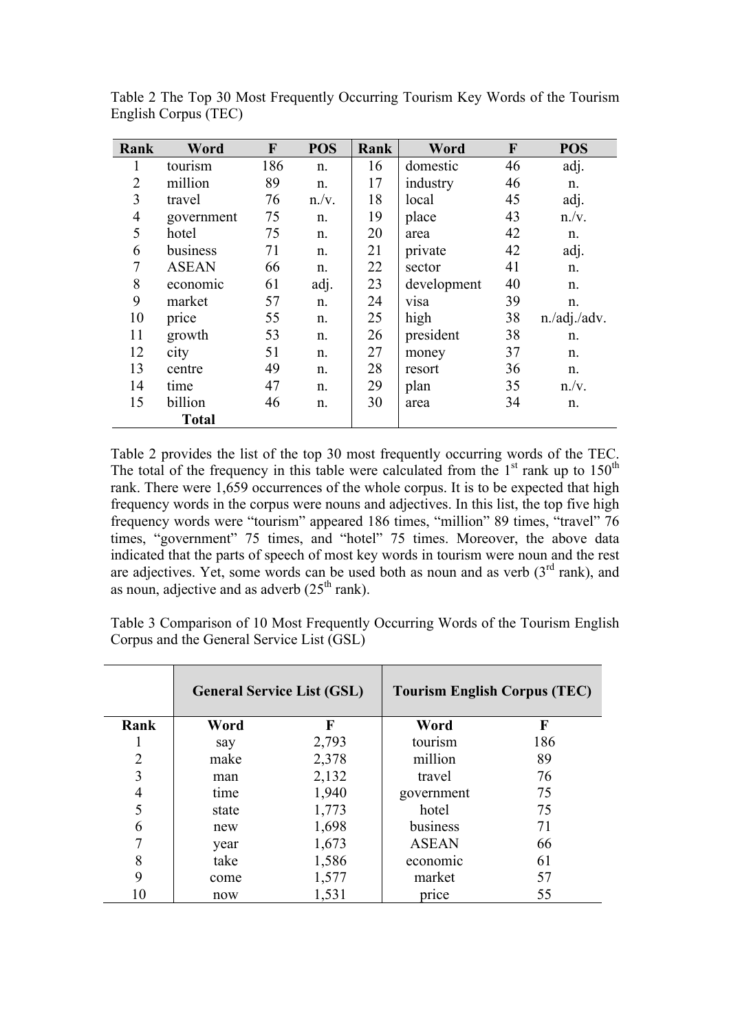Table 2 The Top 30 Most Frequently Occurring Tourism Key Words of the Tourism English Corpus (TEC)

| Rank | Word | F | POS | Rank | Word | F | POS |
|---|---|---|---|---|---|---|---|
| 1 | tourism | 186 | n. | 16 | domestic | 46 | adj. |
| 2 | million | 89 | n. | 17 | industry | 46 | n. |
| 3 | travel | 76 | n./v. | 18 | local | 45 | adj. |
| 4 | government | 75 | n. | 19 | place | 43 | n./v. |
| 5 | hotel | 75 | n. | 20 | area | 42 | n. |
| 6 | business | 71 | n. | 21 | private | 42 | adj. |
| 7 | ASEAN | 66 | n. | 22 | sector | 41 | n. |
| 8 | economic | 61 | adj. | 23 | development | 40 | n. |
| 9 | market | 57 | n. | 24 | visa | 39 | n. |
| 10 | price | 55 | n. | 25 | high | 38 | n./adj./adv. |
| 11 | growth | 53 | n. | 26 | president | 38 | n. |
| 12 | city | 51 | n. | 27 | money | 37 | n. |
| 13 | centre | 49 | n. | 28 | resort | 36 | n. |
| 14 | time | 47 | n. | 29 | plan | 35 | n./v. |
| 15 | billion | 46 | n. | 30 | area | 34 | n. |
| | **Total** | | | | | | |

Table 2 provides the list of the top 30 most frequently occurring words of the TEC. The total of the frequency in this table were calculated from the 1st rank up to 150th rank. There were 1,659 occurrences of the whole corpus. It is to be expected that high frequency words in the corpus were nouns and adjectives. In this list, the top five high frequency words were "tourism" appeared 186 times, "million" 89 times, "travel" 76 times, "government" 75 times, and "hotel" 75 times. Moreover, the above data indicated that the parts of speech of most key words in tourism were noun and the rest are adjectives. Yet, some words can be used both as noun and as verb (3rd rank), and as noun, adjective and as adverb (25th rank).

Table 3 Comparison of 10 Most Frequently Occurring Words of the Tourism English Corpus and the General Service List (GSL)

| | **General Service List (GSL)** | | **Tourism English Corpus (TEC)** | |
|---|---|---|---|---|
| **Rank** | **Word** | **F** | **Word** | **F** |
| 1 | say | 2,793 | tourism | 186 |
| 2 | make | 2,378 | million | 89 |
| 3 | man | 2,132 | travel | 76 |
| 4 | time | 1,940 | government | 75 |
| 5 | state | 1,773 | hotel | 75 |
| 6 | new | 1,698 | business | 71 |
| 7 | year | 1,673 | ASEAN | 66 |
| 8 | take | 1,586 | economic | 61 |
| 9 | come | 1,577 | market | 57 |
| 10 | now | 1,531 | price | 55 |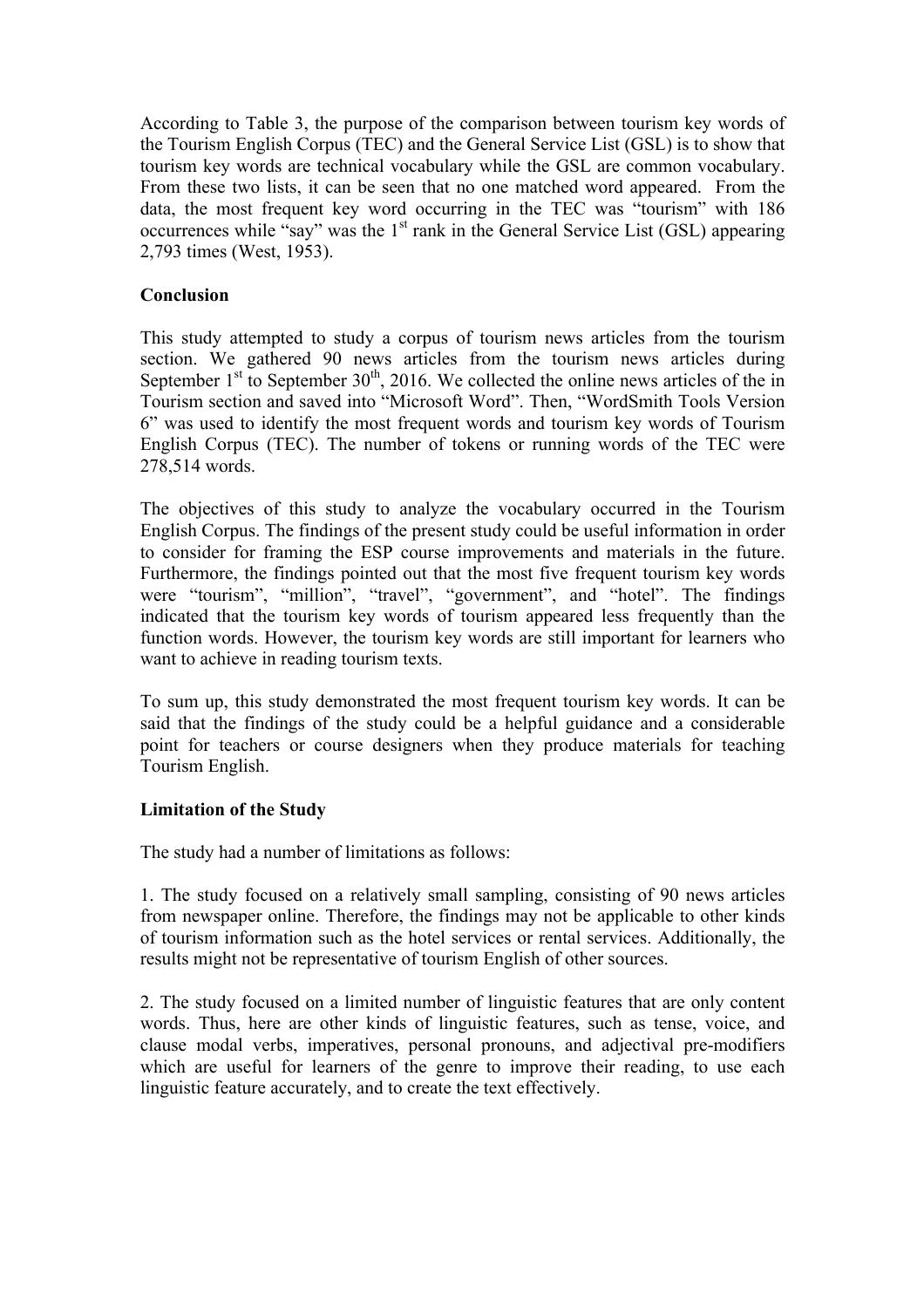According to Table 3, the purpose of the comparison between tourism key words of the Tourism English Corpus (TEC) and the General Service List (GSL) is to show that tourism key words are technical vocabulary while the GSL are common vocabulary. From these two lists, it can be seen that no one matched word appeared. From the data, the most frequent key word occurring in the TEC was "tourism" with 186 occurrences while "say" was the 1st rank in the General Service List (GSL) appearing 2,793 times (West, 1953).

## Conclusion

This study attempted to study a corpus of tourism news articles from the tourism section. We gathered 90 news articles from the tourism news articles during September 1st to September 30th, 2016. We collected the online news articles of the in Tourism section and saved into "Microsoft Word". Then, "WordSmith Tools Version 6" was used to identify the most frequent words and tourism key words of Tourism English Corpus (TEC). The number of tokens or running words of the TEC were 278,514 words.

The objectives of this study to analyze the vocabulary occurred in the Tourism English Corpus. The findings of the present study could be useful information in order to consider for framing the ESP course improvements and materials in the future. Furthermore, the findings pointed out that the most five frequent tourism key words were "tourism", "million", "travel", "government", and "hotel". The findings indicated that the tourism key words of tourism appeared less frequently than the function words. However, the tourism key words are still important for learners who want to achieve in reading tourism texts.

To sum up, this study demonstrated the most frequent tourism key words. It can be said that the findings of the study could be a helpful guidance and a considerable point for teachers or course designers when they produce materials for teaching Tourism English.

## Limitation of the Study

The study had a number of limitations as follows:

1. The study focused on a relatively small sampling, consisting of 90 news articles from newspaper online. Therefore, the findings may not be applicable to other kinds of tourism information such as the hotel services or rental services. Additionally, the results might not be representative of tourism English of other sources.

2. The study focused on a limited number of linguistic features that are only content words. Thus, here are other kinds of linguistic features, such as tense, voice, and clause modal verbs, imperatives, personal pronouns, and adjectival pre-modifiers which are useful for learners of the genre to improve their reading, to use each linguistic feature accurately, and to create the text effectively.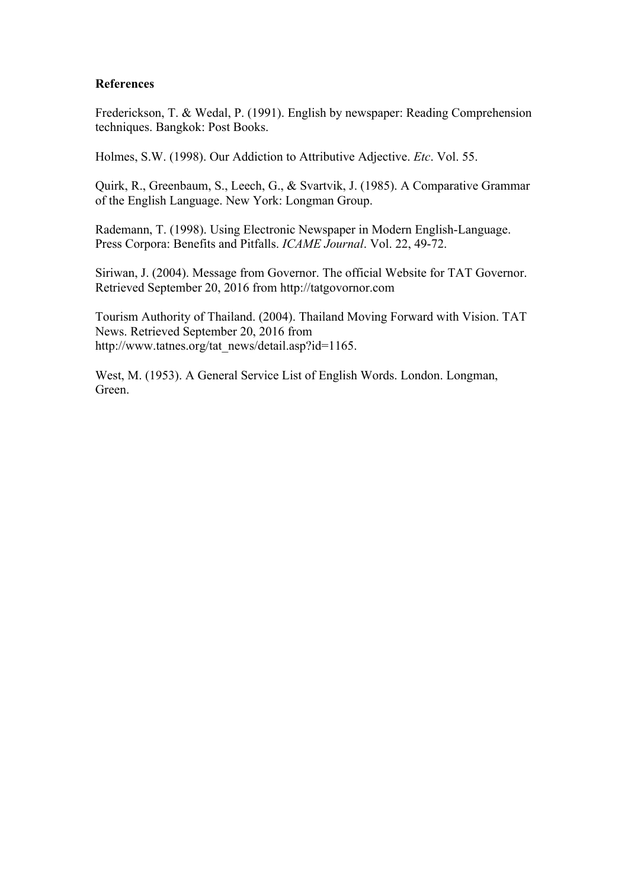**References**

Frederickson, T. & Wedal, P. (1991). English by newspaper: Reading Comprehension techniques. Bangkok: Post Books.

Holmes, S.W. (1998). Our Addiction to Attributive Adjective. *Etc*. Vol. 55.

Quirk, R., Greenbaum, S., Leech, G., & Svartvik, J. (1985). A Comparative Grammar of the English Language. New York: Longman Group.

Rademann, T. (1998). Using Electronic Newspaper in Modern English-Language. Press Corpora: Benefits and Pitfalls. *ICAME Journal*. Vol. 22, 49-72.

Siriwan, J. (2004). Message from Governor. The official Website for TAT Governor. Retrieved September 20, 2016 from http://tatgovornor.com

Tourism Authority of Thailand. (2004). Thailand Moving Forward with Vision. TAT News. Retrieved September 20, 2016 from http://www.tatnes.org/tat_news/detail.asp?id=1165.

West, M. (1953). A General Service List of English Words. London. Longman, Green.